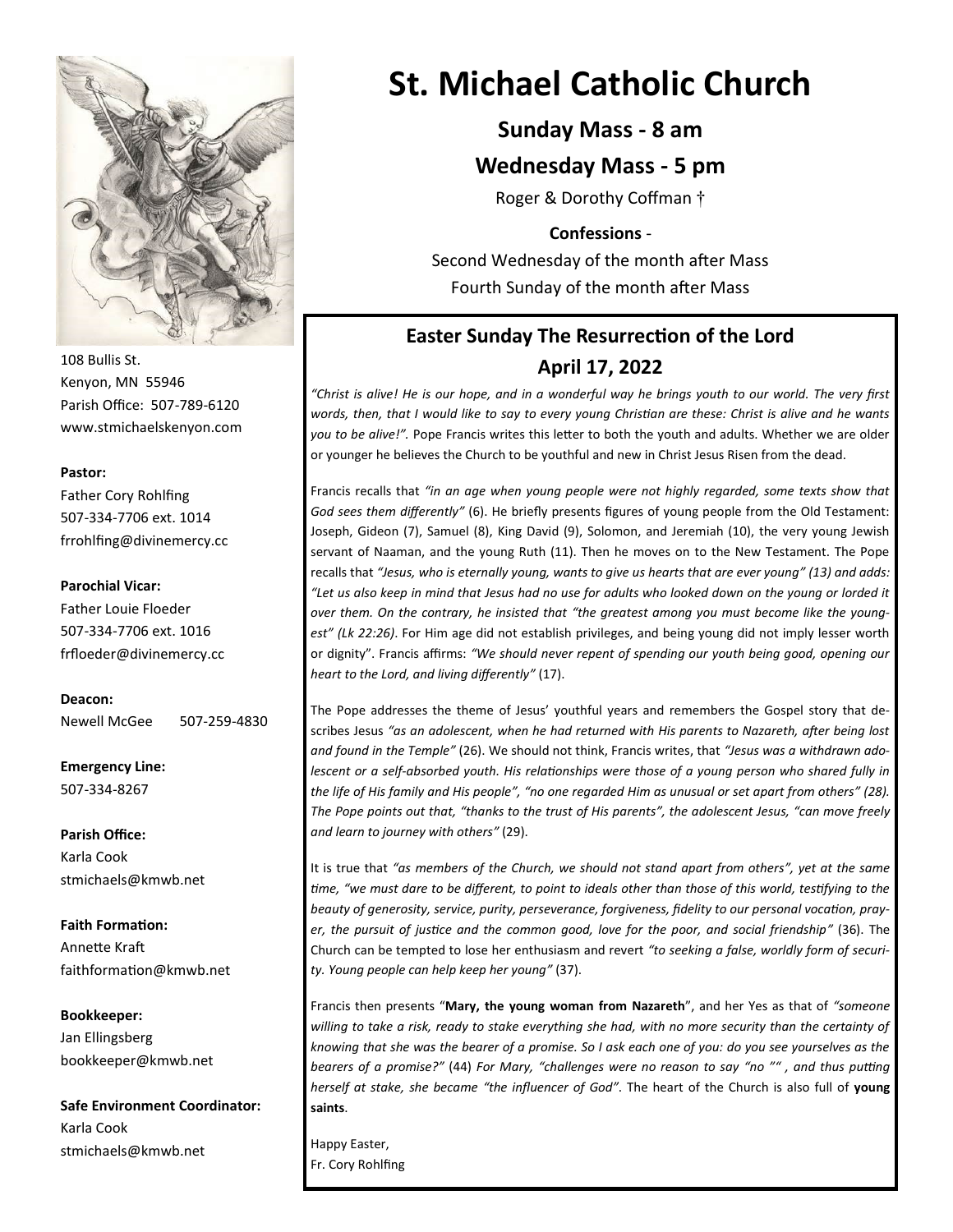# St. Michael Catholic Church

**Sunday Mass - 8 am**

**Wednesday Mass - 5 pm**

Roger & Dorothy Coffman †

**Confessions** -

Second Wednesday of the month after Mass

Fourth Sunday of the month after Mass

108 Bullis St.
Kenyon, MN 55946
Parish Office: 507-789-6120
www.stmichaelskenyon.com

**Pastor:**
Father Cory Rohlfing
507-334-7706 ext. 1014
frrohlfing@divinemercy.cc

**Parochial Vicar:**
Father Louie Floeder
507-334-7706 ext. 1016
frfloeder@divinemercy.cc

**Deacon:**
Newell McGee 507-259-4830

**Emergency Line:**
507-334-8267

**Parish Office:**
Karla Cook
stmichaels@kmwb.net

**Faith Formation:**
Annette Kraft
faithformation@kmwb.net

**Bookkeeper:**
Jan Ellingsberg
bookkeeper@kmwb.net

**Safe Environment Coordinator:**
Karla Cook
stmichaels@kmwb.net

## Easter Sunday The Resurrection of the Lord
## April 17, 2022

*"Christ is alive! He is our hope, and in a wonderful way he brings youth to our world. The very first words, then, that I would like to say to every young Christian are these: Christ is alive and he wants you to be alive!".* Pope Francis writes this letter to both the youth and adults. Whether we are older or younger he believes the Church to be youthful and new in Christ Jesus Risen from the dead.

Francis recalls that *"in an age when young people were not highly regarded, some texts show that God sees them differently"* (6). He briefly presents figures of young people from the Old Testament: Joseph, Gideon (7), Samuel (8), King David (9), Solomon, and Jeremiah (10), the very young Jewish servant of Naaman, and the young Ruth (11). Then he moves on to the New Testament. The Pope recalls that *"Jesus, who is eternally young, wants to give us hearts that are ever young" (13) and adds: "Let us also keep in mind that Jesus had no use for adults who looked down on the young or lorded it over them. On the contrary, he insisted that "the greatest among you must become like the youngest" (Lk 22:26)*. For Him age did not establish privileges, and being young did not imply lesser worth or dignity". Francis affirms: *"We should never repent of spending our youth being good, opening our heart to the Lord, and living differently"* (17).

The Pope addresses the theme of Jesus' youthful years and remembers the Gospel story that describes Jesus *"as an adolescent, when he had returned with His parents to Nazareth, after being lost and found in the Temple"* (26). We should not think, Francis writes, that *"Jesus was a withdrawn adolescent or a self-absorbed youth. His relationships were those of a young person who shared fully in the life of His family and His people", "no one regarded Him as unusual or set apart from others" (28). The Pope points out that, "thanks to the trust of His parents", the adolescent Jesus, "can move freely and learn to journey with others"* (29).

It is true that *"as members of the Church, we should not stand apart from others", yet at the same time, "we must dare to be different, to point to ideals other than those of this world, testifying to the beauty of generosity, service, purity, perseverance, forgiveness, fidelity to our personal vocation, prayer, the pursuit of justice and the common good, love for the poor, and social friendship"* (36). The Church can be tempted to lose her enthusiasm and revert *"to seeking a false, worldly form of security. Young people can help keep her young"* (37).

Francis then presents "**Mary, the young woman from Nazareth**", and her Yes as that of *"someone willing to take a risk, ready to stake everything she had, with no more security than the certainty of knowing that she was the bearer of a promise. So I ask each one of you: do you see yourselves as the bearers of a promise?"* (44) *For Mary, "challenges were no reason to say "no "" , and thus putting herself at stake, she became "the influencer of God"*. The heart of the Church is also full of **young saints**.

Happy Easter,
Fr. Cory Rohlfing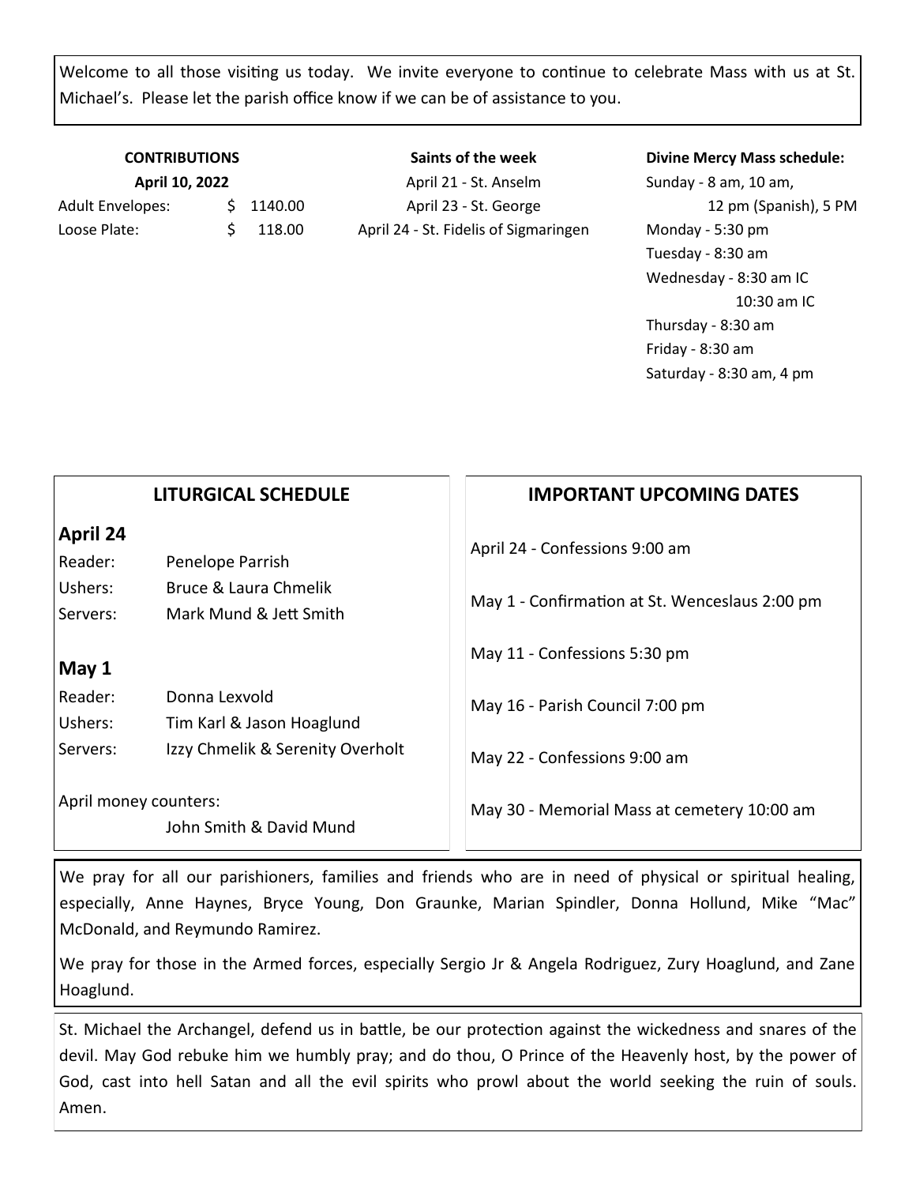Welcome to all those visiting us today. We invite everyone to continue to celebrate Mass with us at St. Michael's. Please let the parish office know if we can be of assistance to you.

**CONTRIBUTIONS**
**April 10, 2022**

| | |
|---|---|
| Adult Envelopes: | $ 1140.00 |
| Loose Plate: | $ 118.00 |

**Saints of the week**

April 21 - St. Anselm
April 23 - St. George
April 24 - St. Fidelis of Sigmaringen

**Divine Mercy Mass schedule:**

Sunday - 8 am, 10 am, 12 pm (Spanish), 5 PM
Monday - 5:30 pm
Tuesday - 8:30 am
Wednesday - 8:30 am IC
10:30 am IC
Thursday - 8:30 am
Friday - 8:30 am
Saturday - 8:30 am, 4 pm

## LITURGICAL SCHEDULE

### April 24

| | |
|---|---|
| Reader: | Penelope Parrish |
| Ushers: | Bruce & Laura Chmelik |
| Servers: | Mark Mund & Jett Smith |

### May 1

| | |
|---|---|
| Reader: | Donna Lexvold |
| Ushers: | Tim Karl & Jason Hoaglund |
| Servers: | Izzy Chmelik & Serenity Overholt |

April money counters:
John Smith & David Mund

## IMPORTANT UPCOMING DATES

April 24 - Confessions 9:00 am

May 1 - Confirmation at St. Wenceslaus 2:00 pm

May 11 - Confessions 5:30 pm

May 16 - Parish Council 7:00 pm

May 22 - Confessions 9:00 am

May 30 - Memorial Mass at cemetery 10:00 am

We pray for all our parishioners, families and friends who are in need of physical or spiritual healing, especially, Anne Haynes, Bryce Young, Don Graunke, Marian Spindler, Donna Hollund, Mike "Mac" McDonald, and Reymundo Ramirez.

We pray for those in the Armed forces, especially Sergio Jr & Angela Rodriguez, Zury Hoaglund, and Zane Hoaglund.

St. Michael the Archangel, defend us in battle, be our protection against the wickedness and snares of the devil. May God rebuke him we humbly pray; and do thou, O Prince of the Heavenly host, by the power of God, cast into hell Satan and all the evil spirits who prowl about the world seeking the ruin of souls. Amen.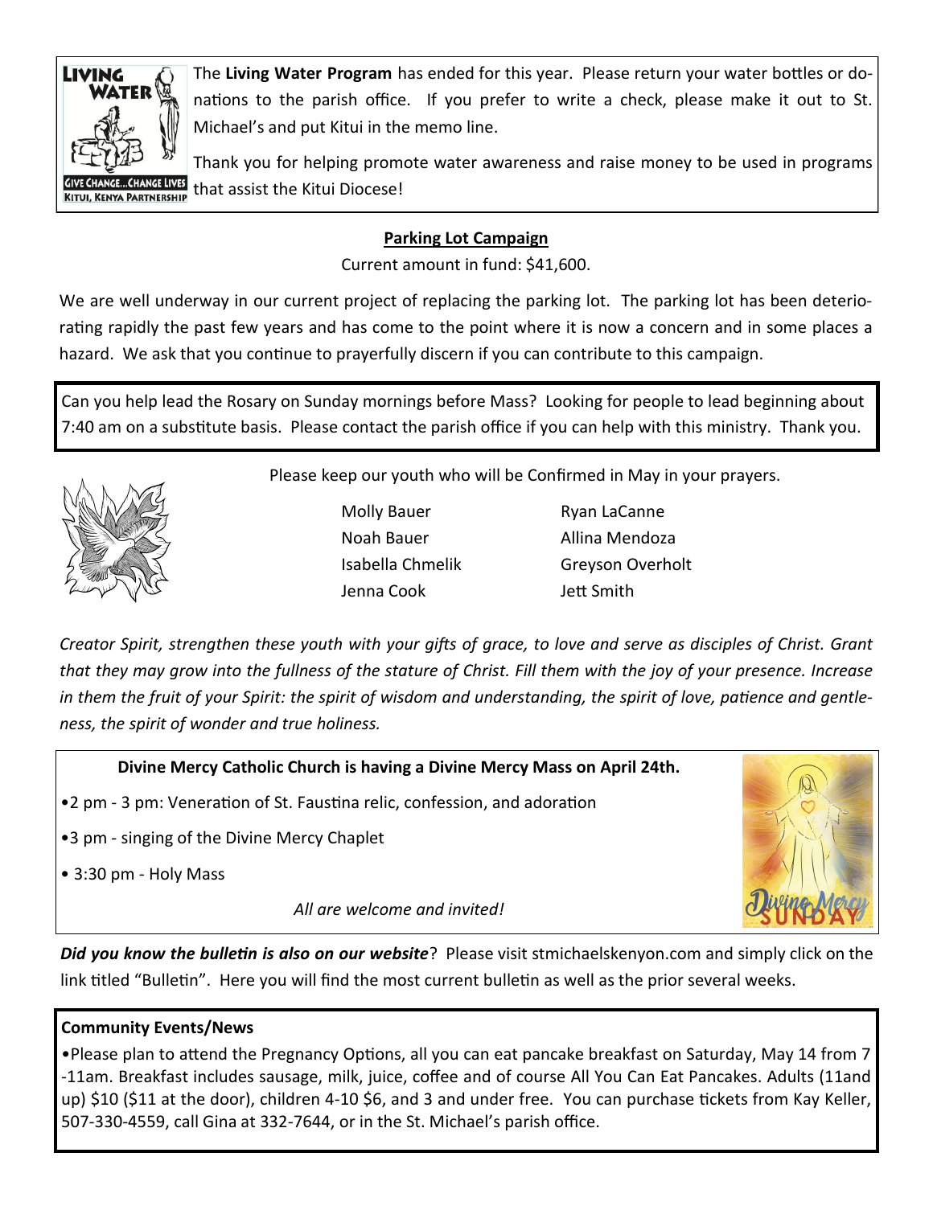The **Living Water Program** has ended for this year. Please return your water bottles or donations to the parish office. If you prefer to write a check, please make it out to St. Michael's and put Kitui in the memo line.

Thank you for helping promote water awareness and raise money to be used in programs that assist the Kitui Diocese!

**Parking Lot Campaign**

Current amount in fund: $41,600.

We are well underway in our current project of replacing the parking lot. The parking lot has been deteriorating rapidly the past few years and has come to the point where it is now a concern and in some places a hazard. We ask that you continue to prayerfully discern if you can contribute to this campaign.

Can you help lead the Rosary on Sunday mornings before Mass? Looking for people to lead beginning about 7:40 am on a substitute basis. Please contact the parish office if you can help with this ministry. Thank you.

Please keep our youth who will be Confirmed in May in your prayers.

- Molly Bauer
- Noah Bauer
- Isabella Chmelik
- Jenna Cook
- Ryan LaCanne
- Allina Mendoza
- Greyson Overholt
- Jett Smith

*Creator Spirit, strengthen these youth with your gifts of grace, to love and serve as disciples of Christ. Grant that they may grow into the fullness of the stature of Christ. Fill them with the joy of your presence. Increase in them the fruit of your Spirit: the spirit of wisdom and understanding, the spirit of love, patience and gentleness, the spirit of wonder and true holiness.*

**Divine Mercy Catholic Church is having a Divine Mercy Mass on April 24th.**

- 2 pm - 3 pm: Veneration of St. Faustina relic, confession, and adoration
- 3 pm - singing of the Divine Mercy Chaplet
- 3:30 pm - Holy Mass

*All are welcome and invited!*

***Did you know the bulletin is also on our website***? Please visit stmichaelskenyon.com and simply click on the link titled "Bulletin". Here you will find the most current bulletin as well as the prior several weeks.

**Community Events/News**

- Please plan to attend the Pregnancy Options, all you can eat pancake breakfast on Saturday, May 14 from 7-11am. Breakfast includes sausage, milk, juice, coffee and of course All You Can Eat Pancakes. Adults (11and up) $10 ($11 at the door), children 4-10 $6, and 3 and under free. You can purchase tickets from Kay Keller, 507-330-4559, call Gina at 332-7644, or in the St. Michael's parish office.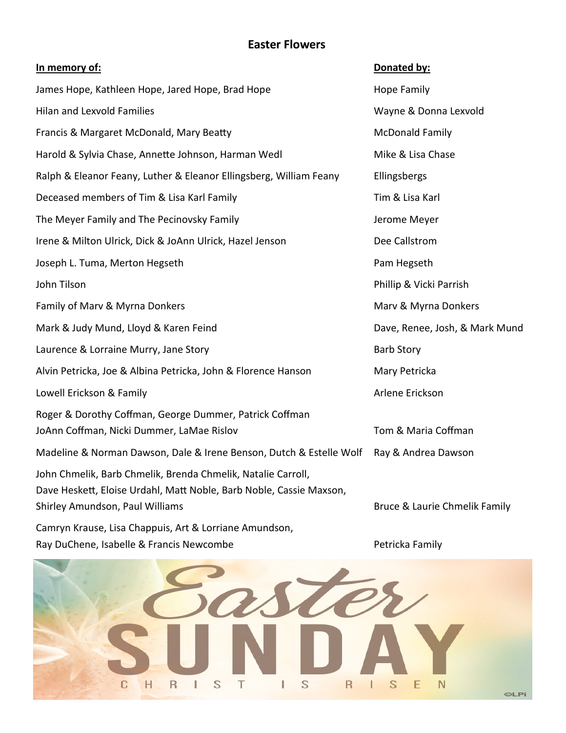# Easter Flowers

| In memory of: | Donated by: |
|---|---|
| James Hope, Kathleen Hope, Jared Hope, Brad Hope | Hope Family |
| Hilan and Lexvold Families | Wayne & Donna Lexvold |
| Francis & Margaret McDonald, Mary Beatty | McDonald Family |
| Harold & Sylvia Chase, Annette Johnson, Harman Wedl | Mike & Lisa Chase |
| Ralph & Eleanor Feany, Luther & Eleanor Ellingsberg, William Feany | Ellingsbergs |
| Deceased members of Tim & Lisa Karl Family | Tim & Lisa Karl |
| The Meyer Family and The Pecinovsky Family | Jerome Meyer |
| Irene & Milton Ulrick, Dick & JoAnn Ulrick, Hazel Jenson | Dee Callstrom |
| Joseph L. Tuma, Merton Hegseth | Pam Hegseth |
| John Tilson | Phillip & Vicki Parrish |
| Family of Marv & Myrna Donkers | Marv & Myrna Donkers |
| Mark & Judy Mund, Lloyd & Karen Feind | Dave, Renee, Josh, & Mark Mund |
| Laurence & Lorraine Murry, Jane Story | Barb Story |
| Alvin Petricka, Joe & Albina Petricka, John & Florence Hanson | Mary Petricka |
| Lowell Erickson & Family | Arlene Erickson |
| Roger & Dorothy Coffman, George Dummer, Patrick Coffman JoAnn Coffman, Nicki Dummer, LaMae Rislov | Tom & Maria Coffman |
| Madeline & Norman Dawson, Dale & Irene Benson, Dutch & Estelle Wolf | Ray & Andrea Dawson |
| John Chmelik, Barb Chmelik, Brenda Chmelik, Natalie Carroll, Dave Heskett, Eloise Urdahl, Matt Noble, Barb Noble, Cassie Maxson, Shirley Amundson, Paul Williams | Bruce & Laurie Chmelik Family |
| Camryn Krause, Lisa Chappuis, Art & Lorriane Amundson, Ray DuChene, Isabelle & Francis Newcombe | Petricka Family |

Easter SUNDAY

CHRIST IS RISEN

©LPi